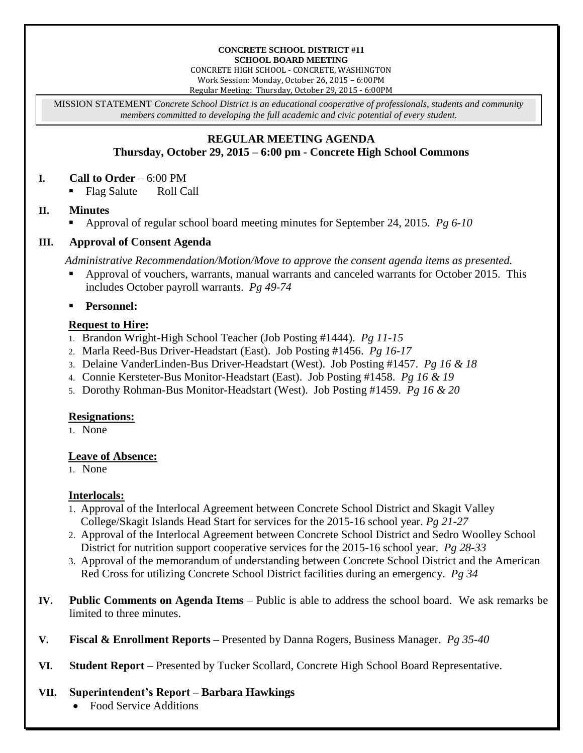**CONCRETE SCHOOL DISTRICT #11**
**SCHOOL BOARD MEETING**
CONCRETE HIGH SCHOOL - CONCRETE, WASHINGTON
Work Session: Monday, October 26, 2015 – 6:00PM
Regular Meeting: Thursday, October 29, 2015 - 6:00PM

MISSION STATEMENT *Concrete School District is an educational cooperative of professionals, students and community members committed to developing the full academic and civic potential of every student.*

## REGULAR MEETING AGENDA
### Thursday, October 29, 2015 – 6:00 pm - Concrete High School Commons

**I. Call to Order** – 6:00 PM

- Flag Salute Roll Call

**II. Minutes**

- Approval of regular school board meeting minutes for September 24, 2015. *Pg 6-10*

**III. Approval of Consent Agenda**

*Administrative Recommendation/Motion/Move to approve the consent agenda items as presented.*

- Approval of vouchers, warrants, manual warrants and canceled warrants for October 2015. This includes October payroll warrants. *Pg 49-74*
- **Personnel:**

**Request to Hire:**

1. Brandon Wright-High School Teacher (Job Posting #1444). *Pg 11-15*
2. Marla Reed-Bus Driver-Headstart (East). Job Posting #1456. *Pg 16-17*
3. Delaine VanderLinden-Bus Driver-Headstart (West). Job Posting #1457. *Pg 16 & 18*
4. Connie Kersteter-Bus Monitor-Headstart (East). Job Posting #1458. *Pg 16 & 19*
5. Dorothy Rohman-Bus Monitor-Headstart (West). Job Posting #1459. *Pg 16 & 20*

**Resignations:**

1. None

**Leave of Absence:**

1. None

**Interlocals:**

1. Approval of the Interlocal Agreement between Concrete School District and Skagit Valley College/Skagit Islands Head Start for services for the 2015-16 school year. *Pg 21-27*
2. Approval of the Interlocal Agreement between Concrete School District and Sedro Woolley School District for nutrition support cooperative services for the 2015-16 school year. *Pg 28-33*
3. Approval of the memorandum of understanding between Concrete School District and the American Red Cross for utilizing Concrete School District facilities during an emergency. *Pg 34*

**IV. Public Comments on Agenda Items** – Public is able to address the school board. We ask remarks be limited to three minutes.

**V. Fiscal & Enrollment Reports –** Presented by Danna Rogers, Business Manager. *Pg 35-40*

**VI. Student Report** – Presented by Tucker Scollard, Concrete High School Board Representative.

**VII. Superintendent's Report – Barbara Hawkings**

- Food Service Additions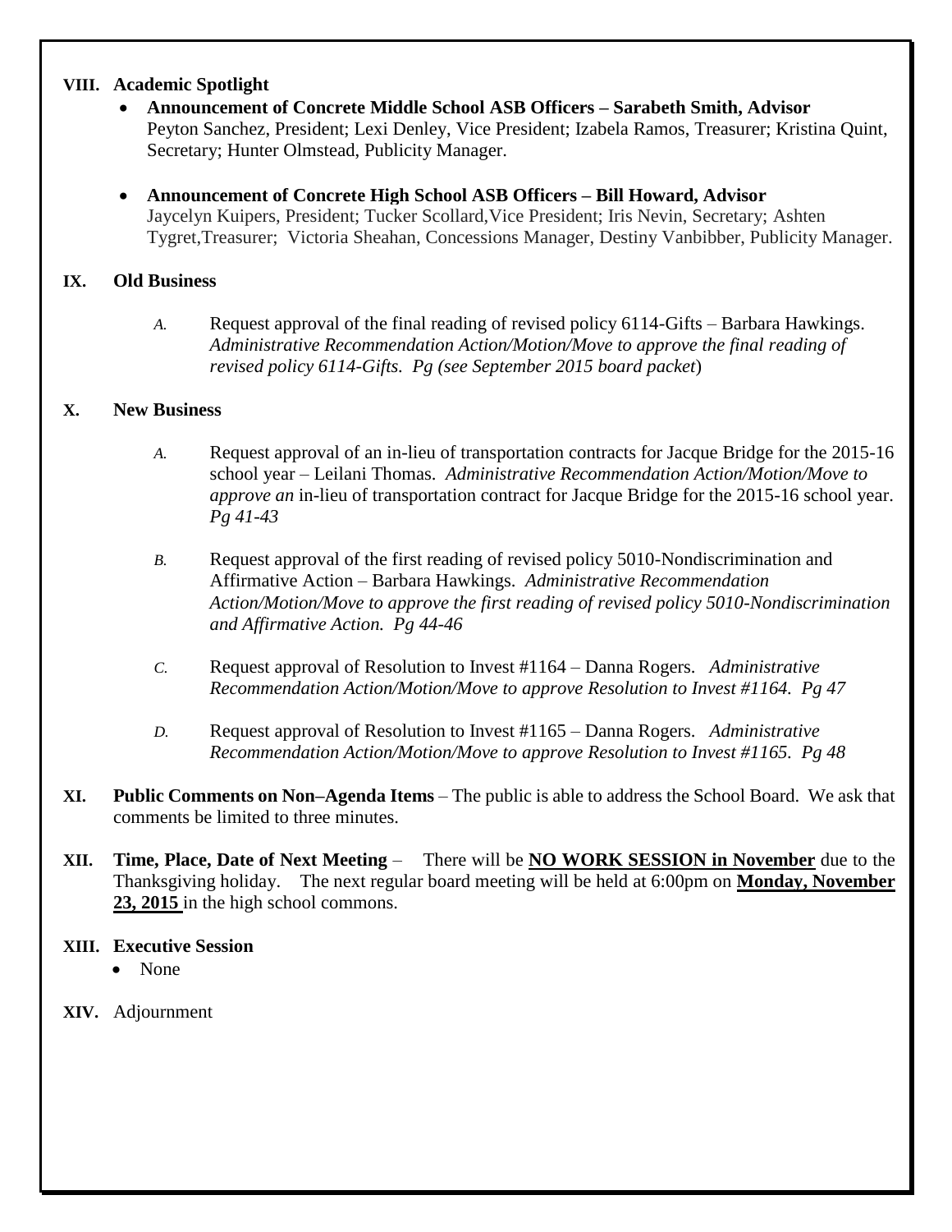**VIII. Academic Spotlight**

- **Announcement of Concrete Middle School ASB Officers – Sarabeth Smith, Advisor**
  Peyton Sanchez, President; Lexi Denley, Vice President; Izabela Ramos, Treasurer; Kristina Quint, Secretary; Hunter Olmstead, Publicity Manager.

- **Announcement of Concrete High School ASB Officers – Bill Howard, Advisor**
  Jaycelyn Kuipers, President; Tucker Scollard,Vice President; Iris Nevin, Secretary; Ashten Tygret,Treasurer; Victoria Sheahan, Concessions Manager, Destiny Vanbibber, Publicity Manager.

**IX. Old Business**

*A.* Request approval of the final reading of revised policy 6114-Gifts – Barbara Hawkings. *Administrative Recommendation Action/Motion/Move to approve the final reading of revised policy 6114-Gifts. Pg (see September 2015 board packet*)

**X. New Business**

*A.* Request approval of an in-lieu of transportation contracts for Jacque Bridge for the 2015-16 school year – Leilani Thomas. *Administrative Recommendation Action/Motion/Move to approve an* in-lieu of transportation contract for Jacque Bridge for the 2015-16 school year. *Pg 41-43*

*B.* Request approval of the first reading of revised policy 5010-Nondiscrimination and Affirmative Action – Barbara Hawkings. *Administrative Recommendation Action/Motion/Move to approve the first reading of revised policy 5010-Nondiscrimination and Affirmative Action. Pg 44-46*

*C.* Request approval of Resolution to Invest #1164 – Danna Rogers. *Administrative Recommendation Action/Motion/Move to approve Resolution to Invest #1164. Pg 47*

*D.* Request approval of Resolution to Invest #1165 – Danna Rogers. *Administrative Recommendation Action/Motion/Move to approve Resolution to Invest #1165. Pg 48*

**XI. Public Comments on Non–Agenda Items** – The public is able to address the School Board. We ask that comments be limited to three minutes.

**XII. Time, Place, Date of Next Meeting** – There will be **NO WORK SESSION in November** due to the Thanksgiving holiday. The next regular board meeting will be held at 6:00pm on **Monday, November 23, 2015** in the high school commons.

**XIII. Executive Session**

- None

**XIV.** Adjournment